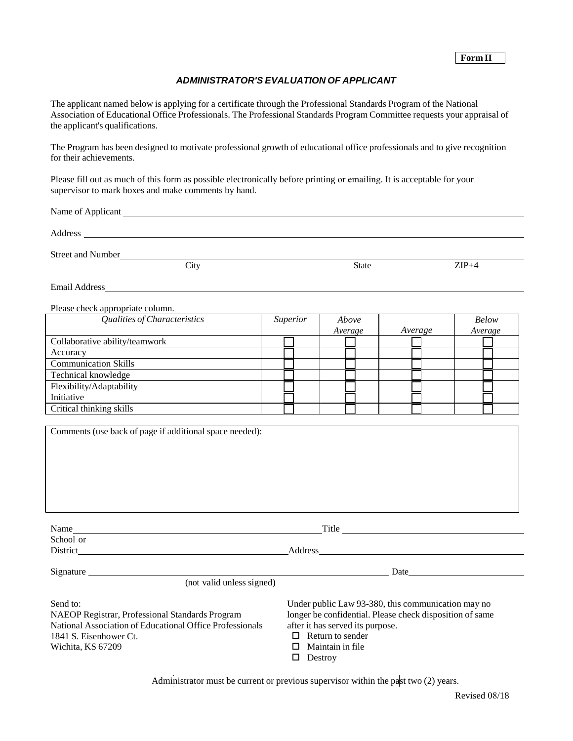**Form II**

### *ADMINISTRATOR'S EVALUATION OF APPLICANT*

The applicant named below is applying for a certificate through the Professional Standards Program of the National Association of Educational Office Professionals. The Professional Standards Program Committee requests your appraisal of the applicant's qualifications.

The Program has been designed to motivate professional growth of educational office professionals and to give recognition for their achievements.

Please fill out as much of this form as possible electronically before printing or emailing. It is acceptable for your supervisor to mark boxes and make comments by hand.

Name of Applicant ______________________________

Address ______________________________

Street and Number ______________________________
City State ZIP+4

Email Address ______________________________

Please check appropriate column.

| *Qualities of Characteristics* | *Superior* | *Above Average* | *Average* | *Below Average* |
|---|---|---|---|---|
| Collaborative ability/teamwork | ☐ | ☐ | ☐ | ☐ |
| Accuracy | ☐ | ☐ | ☐ | ☐ |
| Communication Skills | ☐ | ☐ | ☐ | ☐ |
| Technical knowledge | ☐ | ☐ | ☐ | ☐ |
| Flexibility/Adaptability | ☐ | ☐ | ☐ | ☐ |
| Initiative | ☐ | ☐ | ☐ | ☐ |
| Critical thinking skills | ☐ | ☐ | ☐ | ☐ |

Comments (use back of page if additional space needed):

Name ______________________________ Title ______________________________

School or District ______________________________ Address ______________________________

Signature ______________________________ Date ______________________________
(not valid unless signed)

Send to:
NAEOP Registrar, Professional Standards Program
National Association of Educational Office Professionals
1841 S. Eisenhower Ct.
Wichita, KS 67209

Under public Law 93-380, this communication may no longer be confidential. Please check disposition of same after it has served its purpose.

- ☐ Return to sender
- ☐ Maintain in file
- ☐ Destroy

Administrator must be current or previous supervisor within the past two (2) years.

Revised 08/18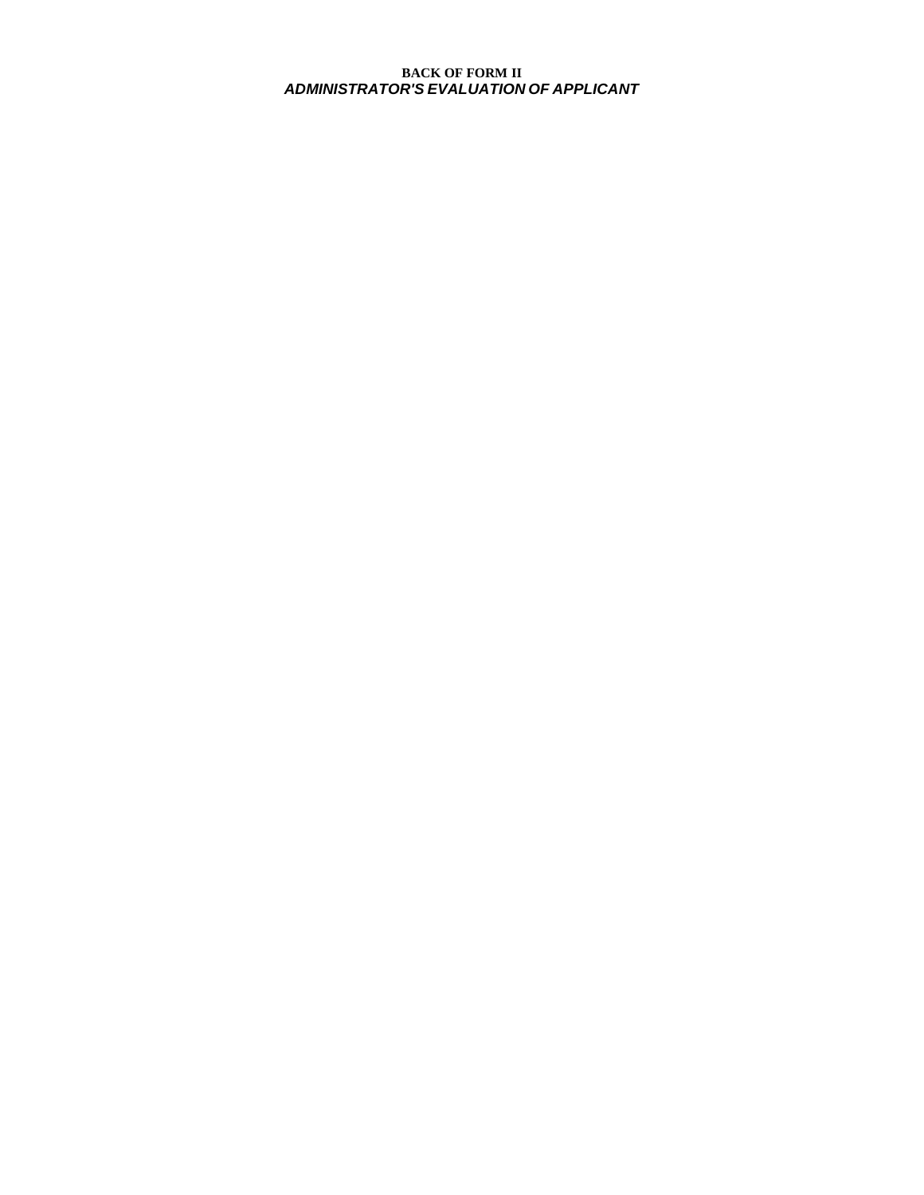**BACK OF FORM II**

***ADMINISTRATOR'S EVALUATION OF APPLICANT***